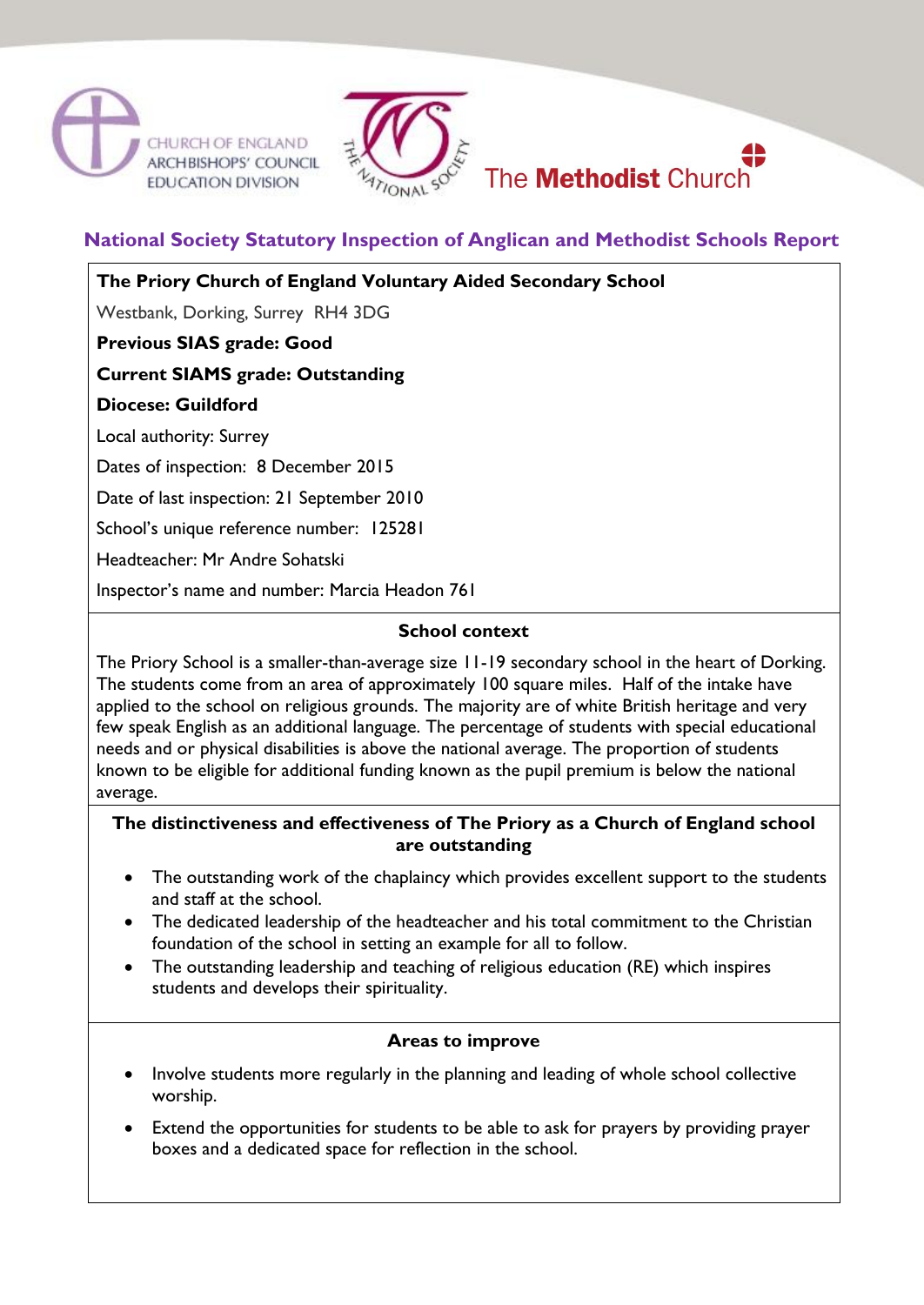CHURCH OF ENGLAND ARCHBISHOPS' COUNCIL EDUCATION DIVISION

THE NATIONAL SOCIETY

The **Methodist** Church

# National Society Statutory Inspection of Anglican and Methodist Schools Report

**The Priory Church of England Voluntary Aided Secondary School**

Westbank, Dorking, Surrey RH4 3DG

**Previous SIAS grade: Good**

**Current SIAMS grade: Outstanding**

**Diocese: Guildford**

Local authority: Surrey

Dates of inspection: 8 December 2015

Date of last inspection: 21 September 2010

School's unique reference number: 125281

Headteacher: Mr Andre Sohatski

Inspector's name and number: Marcia Headon 761

## School context

The Priory School is a smaller-than-average size 11-19 secondary school in the heart of Dorking. The students come from an area of approximately 100 square miles. Half of the intake have applied to the school on religious grounds. The majority are of white British heritage and very few speak English as an additional language. The percentage of students with special educational needs and or physical disabilities is above the national average. The proportion of students known to be eligible for additional funding known as the pupil premium is below the national average.

## The distinctiveness and effectiveness of The Priory as a Church of England school are outstanding

- The outstanding work of the chaplaincy which provides excellent support to the students and staff at the school.
- The dedicated leadership of the headteacher and his total commitment to the Christian foundation of the school in setting an example for all to follow.
- The outstanding leadership and teaching of religious education (RE) which inspires students and develops their spirituality.

## Areas to improve

- Involve students more regularly in the planning and leading of whole school collective worship.
- Extend the opportunities for students to be able to ask for prayers by providing prayer boxes and a dedicated space for reflection in the school.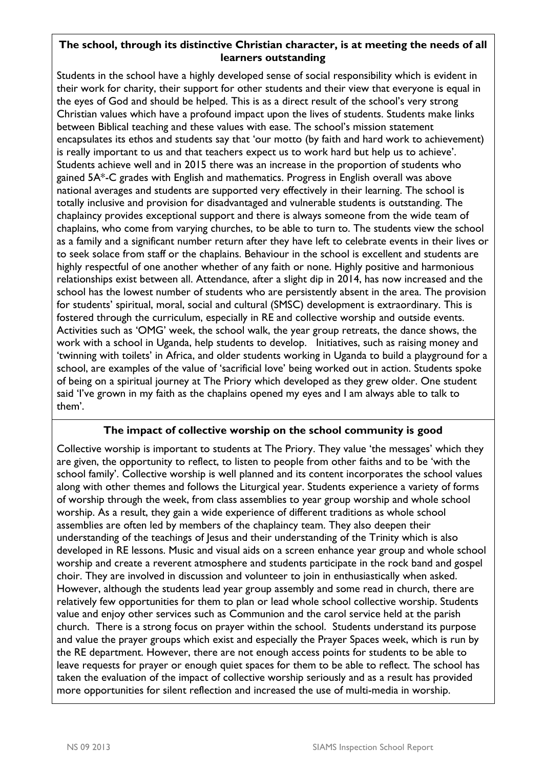**The school, through its distinctive Christian character, is at meeting the needs of all learners outstanding**

Students in the school have a highly developed sense of social responsibility which is evident in their work for charity, their support for other students and their view that everyone is equal in the eyes of God and should be helped. This is as a direct result of the school's very strong Christian values which have a profound impact upon the lives of students. Students make links between Biblical teaching and these values with ease. The school's mission statement encapsulates its ethos and students say that 'our motto (by faith and hard work to achievement) is really important to us and that teachers expect us to work hard but help us to achieve'. Students achieve well and in 2015 there was an increase in the proportion of students who gained 5A*-C grades with English and mathematics. Progress in English overall was above national averages and students are supported very effectively in their learning. The school is totally inclusive and provision for disadvantaged and vulnerable students is outstanding. The chaplaincy provides exceptional support and there is always someone from the wide team of chaplains, who come from varying churches, to be able to turn to. The students view the school as a family and a significant number return after they have left to celebrate events in their lives or to seek solace from staff or the chaplains. Behaviour in the school is excellent and students are highly respectful of one another whether of any faith or none. Highly positive and harmonious relationships exist between all. Attendance, after a slight dip in 2014, has now increased and the school has the lowest number of students who are persistently absent in the area. The provision for students' spiritual, moral, social and cultural (SMSC) development is extraordinary. This is fostered through the curriculum, especially in RE and collective worship and outside events. Activities such as 'OMG' week, the school walk, the year group retreats, the dance shows, the work with a school in Uganda, help students to develop. Initiatives, such as raising money and 'twinning with toilets' in Africa, and older students working in Uganda to build a playground for a school, are examples of the value of 'sacrificial love' being worked out in action. Students spoke of being on a spiritual journey at The Priory which developed as they grew older. One student said 'I've grown in my faith as the chaplains opened my eyes and I am always able to talk to them'.

**The impact of collective worship on the school community is good**

Collective worship is important to students at The Priory. They value 'the messages' which they are given, the opportunity to reflect, to listen to people from other faiths and to be 'with the school family'. Collective worship is well planned and its content incorporates the school values along with other themes and follows the Liturgical year. Students experience a variety of forms of worship through the week, from class assemblies to year group worship and whole school worship. As a result, they gain a wide experience of different traditions as whole school assemblies are often led by members of the chaplaincy team. They also deepen their understanding of the teachings of Jesus and their understanding of the Trinity which is also developed in RE lessons. Music and visual aids on a screen enhance year group and whole school worship and create a reverent atmosphere and students participate in the rock band and gospel choir. They are involved in discussion and volunteer to join in enthusiastically when asked. However, although the students lead year group assembly and some read in church, there are relatively few opportunities for them to plan or lead whole school collective worship. Students value and enjoy other services such as Communion and the carol service held at the parish church. There is a strong focus on prayer within the school. Students understand its purpose and value the prayer groups which exist and especially the Prayer Spaces week, which is run by the RE department. However, there are not enough access points for students to be able to leave requests for prayer or enough quiet spaces for them to be able to reflect. The school has taken the evaluation of the impact of collective worship seriously and as a result has provided more opportunities for silent reflection and increased the use of multi-media in worship.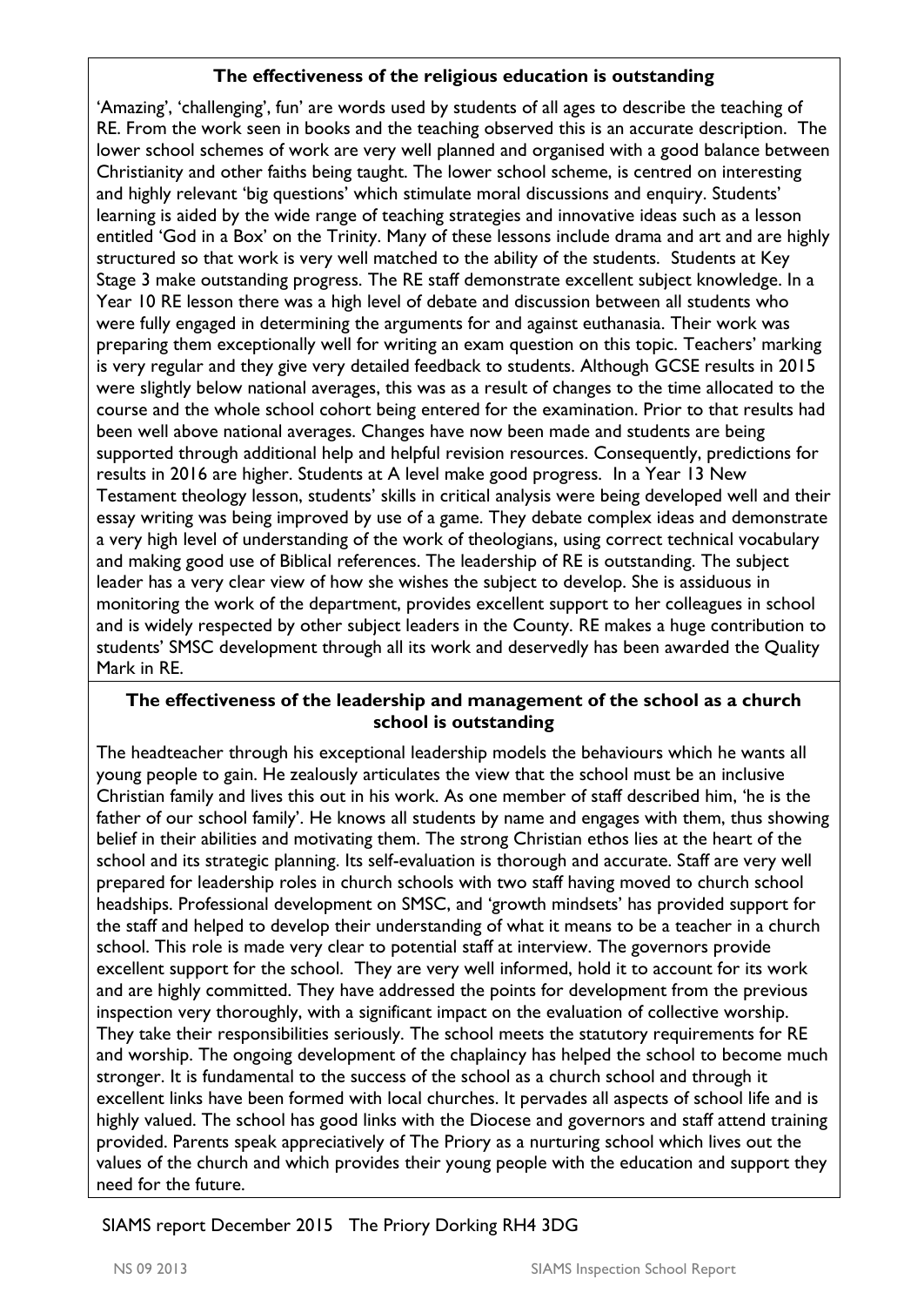**The effectiveness of the religious education is outstanding**

'Amazing', 'challenging', fun' are words used by students of all ages to describe the teaching of RE. From the work seen in books and the teaching observed this is an accurate description. The lower school schemes of work are very well planned and organised with a good balance between Christianity and other faiths being taught. The lower school scheme, is centred on interesting and highly relevant 'big questions' which stimulate moral discussions and enquiry. Students' learning is aided by the wide range of teaching strategies and innovative ideas such as a lesson entitled 'God in a Box' on the Trinity. Many of these lessons include drama and art and are highly structured so that work is very well matched to the ability of the students. Students at Key Stage 3 make outstanding progress. The RE staff demonstrate excellent subject knowledge. In a Year 10 RE lesson there was a high level of debate and discussion between all students who were fully engaged in determining the arguments for and against euthanasia. Their work was preparing them exceptionally well for writing an exam question on this topic. Teachers' marking is very regular and they give very detailed feedback to students. Although GCSE results in 2015 were slightly below national averages, this was as a result of changes to the time allocated to the course and the whole school cohort being entered for the examination. Prior to that results had been well above national averages. Changes have now been made and students are being supported through additional help and helpful revision resources. Consequently, predictions for results in 2016 are higher. Students at A level make good progress. In a Year 13 New Testament theology lesson, students' skills in critical analysis were being developed well and their essay writing was being improved by use of a game. They debate complex ideas and demonstrate a very high level of understanding of the work of theologians, using correct technical vocabulary and making good use of Biblical references. The leadership of RE is outstanding. The subject leader has a very clear view of how she wishes the subject to develop. She is assiduous in monitoring the work of the department, provides excellent support to her colleagues in school and is widely respected by other subject leaders in the County. RE makes a huge contribution to students' SMSC development through all its work and deservedly has been awarded the Quality Mark in RE.

**The effectiveness of the leadership and management of the school as a church school is outstanding**

The headteacher through his exceptional leadership models the behaviours which he wants all young people to gain. He zealously articulates the view that the school must be an inclusive Christian family and lives this out in his work. As one member of staff described him, 'he is the father of our school family'. He knows all students by name and engages with them, thus showing belief in their abilities and motivating them. The strong Christian ethos lies at the heart of the school and its strategic planning. Its self-evaluation is thorough and accurate. Staff are very well prepared for leadership roles in church schools with two staff having moved to church school headships. Professional development on SMSC, and 'growth mindsets' has provided support for the staff and helped to develop their understanding of what it means to be a teacher in a church school. This role is made very clear to potential staff at interview. The governors provide excellent support for the school. They are very well informed, hold it to account for its work and are highly committed. They have addressed the points for development from the previous inspection very thoroughly, with a significant impact on the evaluation of collective worship. They take their responsibilities seriously. The school meets the statutory requirements for RE and worship. The ongoing development of the chaplaincy has helped the school to become much stronger. It is fundamental to the success of the school as a church school and through it excellent links have been formed with local churches. It pervades all aspects of school life and is highly valued. The school has good links with the Diocese and governors and staff attend training provided. Parents speak appreciatively of The Priory as a nurturing school which lives out the values of the church and which provides their young people with the education and support they need for the future.

SIAMS report December 2015 The Priory Dorking RH4 3DG